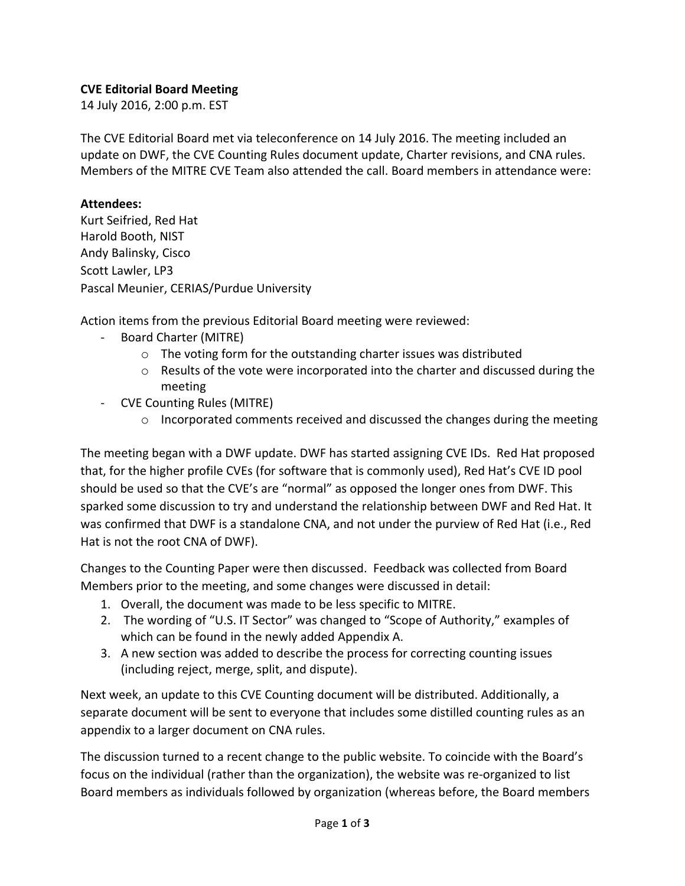**CVE Editorial Board Meeting**
14 July 2016, 2:00 p.m. EST

The CVE Editorial Board met via teleconference on 14 July 2016. The meeting included an update on DWF, the CVE Counting Rules document update, Charter revisions, and CNA rules. Members of the MITRE CVE Team also attended the call. Board members in attendance were:

**Attendees:**
Kurt Seifried, Red Hat
Harold Booth, NIST
Andy Balinsky, Cisco
Scott Lawler, LP3
Pascal Meunier, CERIAS/Purdue University

Action items from the previous Editorial Board meeting were reviewed:

- Board Charter (MITRE)
  - The voting form for the outstanding charter issues was distributed
  - Results of the vote were incorporated into the charter and discussed during the meeting
- CVE Counting Rules (MITRE)
  - Incorporated comments received and discussed the changes during the meeting

The meeting began with a DWF update. DWF has started assigning CVE IDs. Red Hat proposed that, for the higher profile CVEs (for software that is commonly used), Red Hat's CVE ID pool should be used so that the CVE's are "normal" as opposed the longer ones from DWF. This sparked some discussion to try and understand the relationship between DWF and Red Hat. It was confirmed that DWF is a standalone CNA, and not under the purview of Red Hat (i.e., Red Hat is not the root CNA of DWF).

Changes to the Counting Paper were then discussed. Feedback was collected from Board Members prior to the meeting, and some changes were discussed in detail:

1. Overall, the document was made to be less specific to MITRE.
2. The wording of "U.S. IT Sector" was changed to "Scope of Authority," examples of which can be found in the newly added Appendix A.
3. A new section was added to describe the process for correcting counting issues (including reject, merge, split, and dispute).

Next week, an update to this CVE Counting document will be distributed. Additionally, a separate document will be sent to everyone that includes some distilled counting rules as an appendix to a larger document on CNA rules.

The discussion turned to a recent change to the public website. To coincide with the Board's focus on the individual (rather than the organization), the website was re-organized to list Board members as individuals followed by organization (whereas before, the Board members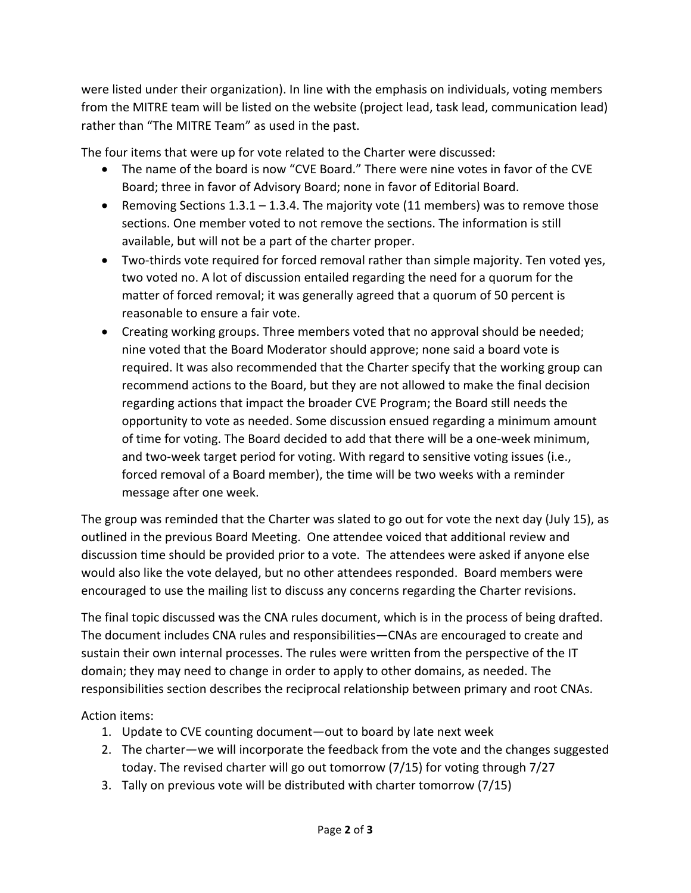were listed under their organization). In line with the emphasis on individuals, voting members from the MITRE team will be listed on the website (project lead, task lead, communication lead) rather than "The MITRE Team" as used in the past.

The four items that were up for vote related to the Charter were discussed:

- The name of the board is now "CVE Board." There were nine votes in favor of the CVE Board; three in favor of Advisory Board; none in favor of Editorial Board.
- Removing Sections 1.3.1 – 1.3.4. The majority vote (11 members) was to remove those sections. One member voted to not remove the sections. The information is still available, but will not be a part of the charter proper.
- Two-thirds vote required for forced removal rather than simple majority. Ten voted yes, two voted no. A lot of discussion entailed regarding the need for a quorum for the matter of forced removal; it was generally agreed that a quorum of 50 percent is reasonable to ensure a fair vote.
- Creating working groups. Three members voted that no approval should be needed; nine voted that the Board Moderator should approve; none said a board vote is required. It was also recommended that the Charter specify that the working group can recommend actions to the Board, but they are not allowed to make the final decision regarding actions that impact the broader CVE Program; the Board still needs the opportunity to vote as needed. Some discussion ensued regarding a minimum amount of time for voting. The Board decided to add that there will be a one-week minimum, and two-week target period for voting. With regard to sensitive voting issues (i.e., forced removal of a Board member), the time will be two weeks with a reminder message after one week.

The group was reminded that the Charter was slated to go out for vote the next day (July 15), as outlined in the previous Board Meeting. One attendee voiced that additional review and discussion time should be provided prior to a vote. The attendees were asked if anyone else would also like the vote delayed, but no other attendees responded. Board members were encouraged to use the mailing list to discuss any concerns regarding the Charter revisions.

The final topic discussed was the CNA rules document, which is in the process of being drafted. The document includes CNA rules and responsibilities—CNAs are encouraged to create and sustain their own internal processes. The rules were written from the perspective of the IT domain; they may need to change in order to apply to other domains, as needed. The responsibilities section describes the reciprocal relationship between primary and root CNAs.

Action items:

1. Update to CVE counting document—out to board by late next week
2. The charter—we will incorporate the feedback from the vote and the changes suggested today. The revised charter will go out tomorrow (7/15) for voting through 7/27
3. Tally on previous vote will be distributed with charter tomorrow (7/15)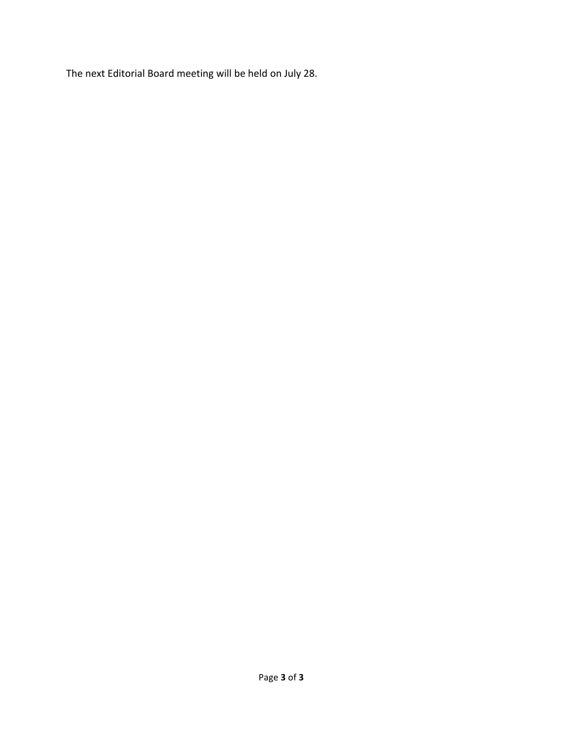The next Editorial Board meeting will be held on July 28.